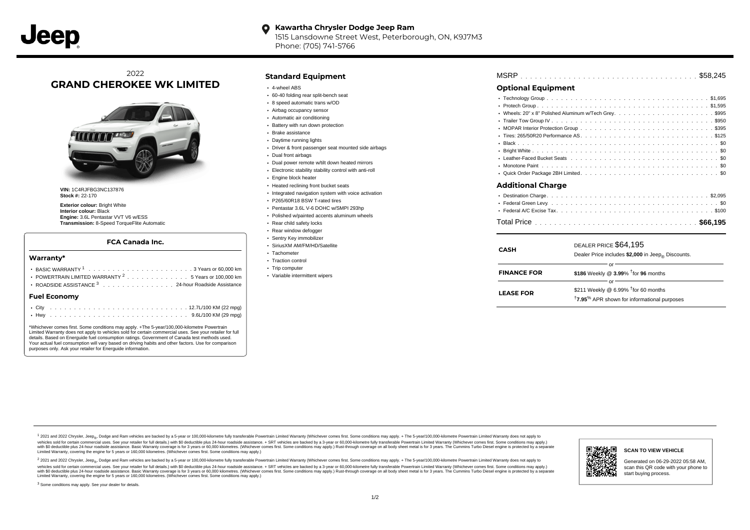**Kawartha Chrysler Dodge Jeep Ram**
1515 Lansdowne Street West, Peterborough, ON, K9J7M3
Phone: (705) 741-5766

2022
# GRAND CHEROKEE WK LIMITED

**VIN:** 1C4RJFBG3NC137876
**Stock #:** 22-170

**Exterior colour:** Bright White
**Interior colour:** Black
**Engine:** 3.6L Pentastar VVT V6 w/ESS
**Transmission:** 8-Speed TorqueFlite Automatic

### FCA Canada Inc.

#### Warranty*

- BASIC WARRANTY [1] . . . . . . . . . . 3 Years or 60,000 km
- POWERTRAIN LIMITED WARRANTY [2] . . . . . . . . . . 5 Years or 100,000 km
- ROADSIDE ASSISTANCE [3] . . . . . . . . . . 24-hour Roadside Assistance

#### Fuel Economy

- City . . . . . . . . . . 12.7L/100 KM (22 mpg)
- Hwy . . . . . . . . . . 9.6L/100 KM (29 mpg)

*Whichever comes first. Some conditions may apply. +The 5-year/100,000-kilometre Powertrain Limited Warranty does not apply to vehicles sold for certain commercial uses. See your retailer for full details. Based on Energuide fuel consumption ratings. Government of Canada test methods used. Your actual fuel consumption will vary based on driving habits and other factors. Use for comparison purposes only. Ask your retailer for Energuide information.

## Standard Equipment

- 4-wheel ABS
- 60-40 folding rear split-bench seat
- 8 speed automatic trans w/OD
- Airbag occupancy sensor
- Automatic air conditioning
- Battery with run down protection
- Brake assistance
- Daytime running lights
- Driver & front passenger seat mounted side airbags
- Dual front airbags
- Dual power remote w/tilt down heated mirrors
- Electronic stability stability control with anti-roll
- Engine block heater
- Heated reclining front bucket seats
- Integrated navigation system with voice activation
- P265/60R18 BSW T-rated tires
- Pentastar 3.6L V-6 DOHC w/SMPI 293hp
- Polished w/painted accents aluminum wheels
- Rear child safety locks
- Rear window defogger
- Sentry Key immobilizer
- SiriusXM AM/FM/HD/Satellite
- Tachometer
- Traction control
- Trip computer
- Variable intermittent wipers

MSRP . . . . . . . . . . $58,245

## Optional Equipment

- Technology Group . . . . . . . . . . $1,695
- Protech Group . . . . . . . . . . $1,595
- Wheels: 20" x 8" Polished Aluminum w/Tech Grey . . . . . . . . . . $995
- Trailer Tow Group IV . . . . . . . . . . $950
- MOPAR Interior Protection Group . . . . . . . . . . $395
- Tires: 265/50R20 Performance AS . . . . . . . . . . $125
- Black . . . . . . . . . . $0
- Bright White . . . . . . . . . . $0
- Leather-Faced Bucket Seats . . . . . . . . . . $0
- Monotone Paint . . . . . . . . . . $0
- Quick Order Package 2BH Limited . . . . . . . . . . $0

## Additional Charge

- Destination Charge . . . . . . . . . . $2,095
- Federal Green Levy . . . . . . . . . . $0
- Federal A/C Excise Tax . . . . . . . . . . $100

Total Price . . . . . . . . . . **$66,195**

| | |
|---|---|
| **CASH** | DEALER PRICE $64,195<br>Dealer Price includes **$2,000** in Jeep® Discounts. |
| **FINANCE FOR** | **$186** Weekly @ **3.99**% †for **96** months |
| **LEASE FOR** | $211 Weekly @ 6.99% †for 60 months<br>†**7.95**% APR shown for informational purposes |

[1] 2021 and 2022 Chrysler, Jeep®, Dodge and Ram vehicles are backed by a 5-year or 100,000-kilometre fully transferable Powertrain Limited Warranty (Whichever comes first. Some conditions may apply. + The 5-year/100,000-kilometre Powertrain Limited Warranty does not apply to vehicles sold for certain commercial uses. See your retailer for full details.) with $0 deductible plus 24-hour roadside assistance. + SRT vehicles are backed by a 3-year or 60,000-kilometre fully transferable Powertrain Limited Warranty (Whichever comes first. Some conditions may apply.) with $0 deductible plus 24-hour roadside assistance. Basic Warranty coverage is for 3 years or 60,000 kilometres. (Whichever comes first. Some conditions may apply.) Rust-through coverage on all body sheet metal is for 3 years. The Cummins Turbo Diesel engine is protected by a separate Limited Warranty, covering the engine for 5 years or 160,000 kilometres. (Whichever comes first. Some conditions may apply.)

[2] 2021 and 2022 Chrysler, Jeep®, Dodge and Ram vehicles are backed by a 5-year or 100,000-kilometre fully transferable Powertrain Limited Warranty (Whichever comes first. Some conditions may apply. + The 5-year/100,000-kilometre Powertrain Limited Warranty does not apply to vehicles sold for certain commercial uses. See your retailer for full details.) with $0 deductible plus 24-hour roadside assistance. + SRT vehicles are backed by a 3-year or 60,000-kilometre fully transferable Powertrain Limited Warranty (Whichever comes first. Some conditions may apply.) with $0 deductible plus 24-hour roadside assistance. Basic Warranty coverage is for 3 years or 60,000 kilometres. (Whichever comes first. Some conditions may apply.) Rust-through coverage on all body sheet metal is for 3 years. The Cummins Turbo Diesel engine is protected by a separate Limited Warranty, covering the engine for 5 years or 160,000 kilometres. (Whichever comes first. Some conditions may apply.)

[3] Some conditions may apply. See your dealer for details.

**SCAN TO VIEW VEHICLE**

Generated on 06-29-2022 05:58 AM, scan this QR code with your phone to start buying process.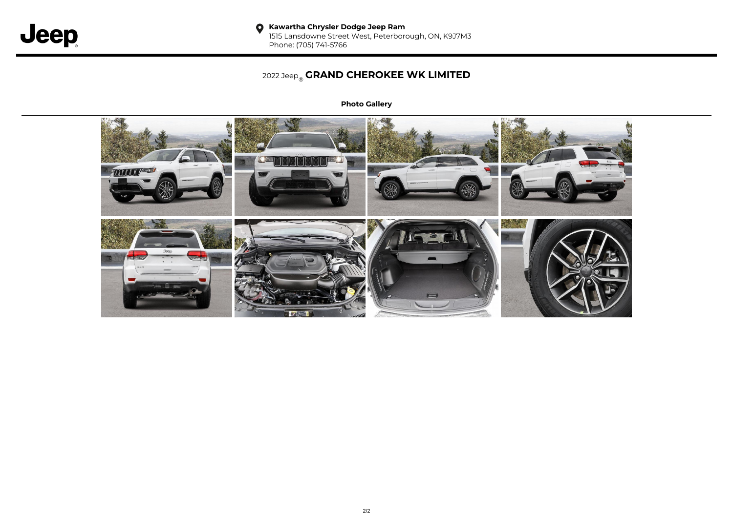Jeep

**Kawartha Chrysler Dodge Jeep Ram**
1515 Lansdowne Street West, Peterborough, ON, K9J7M3
Phone: (705) 741-5766

# 2022 Jeep® GRAND CHEROKEE WK LIMITED

## Photo Gallery